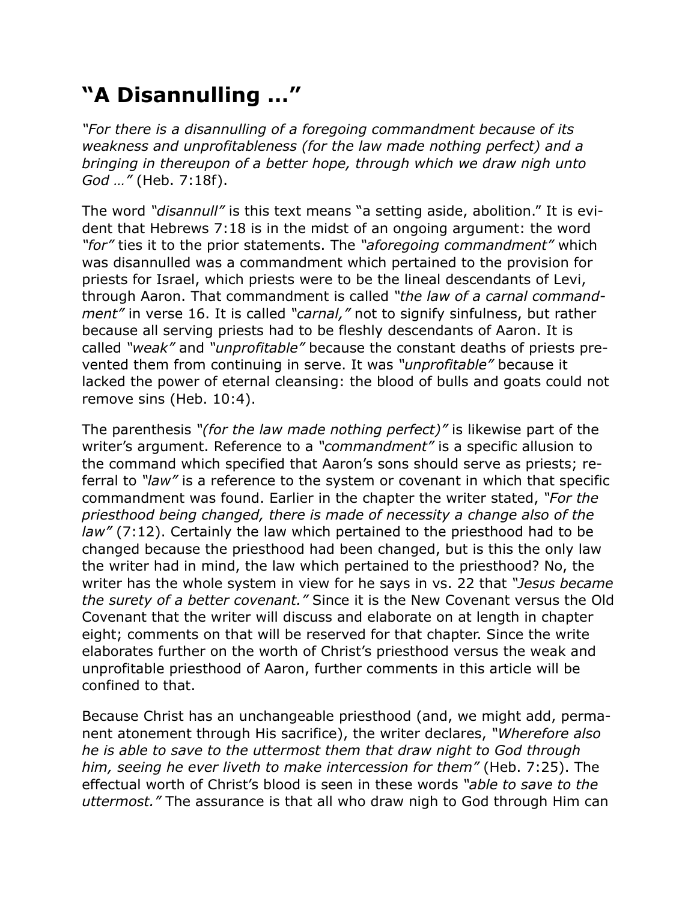## "A Disannulling …"

*"For there is a disannulling of a foregoing commandment because of its weakness and unprofitableness (for the law made nothing perfect) and a bringing in thereupon of a better hope, through which we draw nigh unto God …"* (Heb. 7:18f).

The word *"disannull"* is this text means "a setting aside, abolition." It is evident that Hebrews 7:18 is in the midst of an ongoing argument: the word *"for"* ties it to the prior statements. The *"aforegoing commandment"* which was disannulled was a commandment which pertained to the provision for priests for Israel, which priests were to be the lineal descendants of Levi, through Aaron. That commandment is called *"the law of a carnal commandment"* in verse 16. It is called *"carnal,"* not to signify sinfulness, but rather because all serving priests had to be fleshly descendants of Aaron. It is called *"weak"* and *"unprofitable"* because the constant deaths of priests prevented them from continuing in serve. It was *"unprofitable"* because it lacked the power of eternal cleansing: the blood of bulls and goats could not remove sins (Heb. 10:4).

The parenthesis *"(for the law made nothing perfect)"* is likewise part of the writer's argument. Reference to a *"commandment"* is a specific allusion to the command which specified that Aaron's sons should serve as priests; referral to *"law"* is a reference to the system or covenant in which that specific commandment was found. Earlier in the chapter the writer stated, *"For the priesthood being changed, there is made of necessity a change also of the law"* (7:12). Certainly the law which pertained to the priesthood had to be changed because the priesthood had been changed, but is this the only law the writer had in mind, the law which pertained to the priesthood? No, the writer has the whole system in view for he says in vs. 22 that *"Jesus became the surety of a better covenant."* Since it is the New Covenant versus the Old Covenant that the writer will discuss and elaborate on at length in chapter eight; comments on that will be reserved for that chapter. Since the write elaborates further on the worth of Christ's priesthood versus the weak and unprofitable priesthood of Aaron, further comments in this article will be confined to that.

Because Christ has an unchangeable priesthood (and, we might add, permanent atonement through His sacrifice), the writer declares, *"Wherefore also he is able to save to the uttermost them that draw night to God through him, seeing he ever liveth to make intercession for them"* (Heb. 7:25). The effectual worth of Christ's blood is seen in these words *"able to save to the uttermost."* The assurance is that all who draw nigh to God through Him can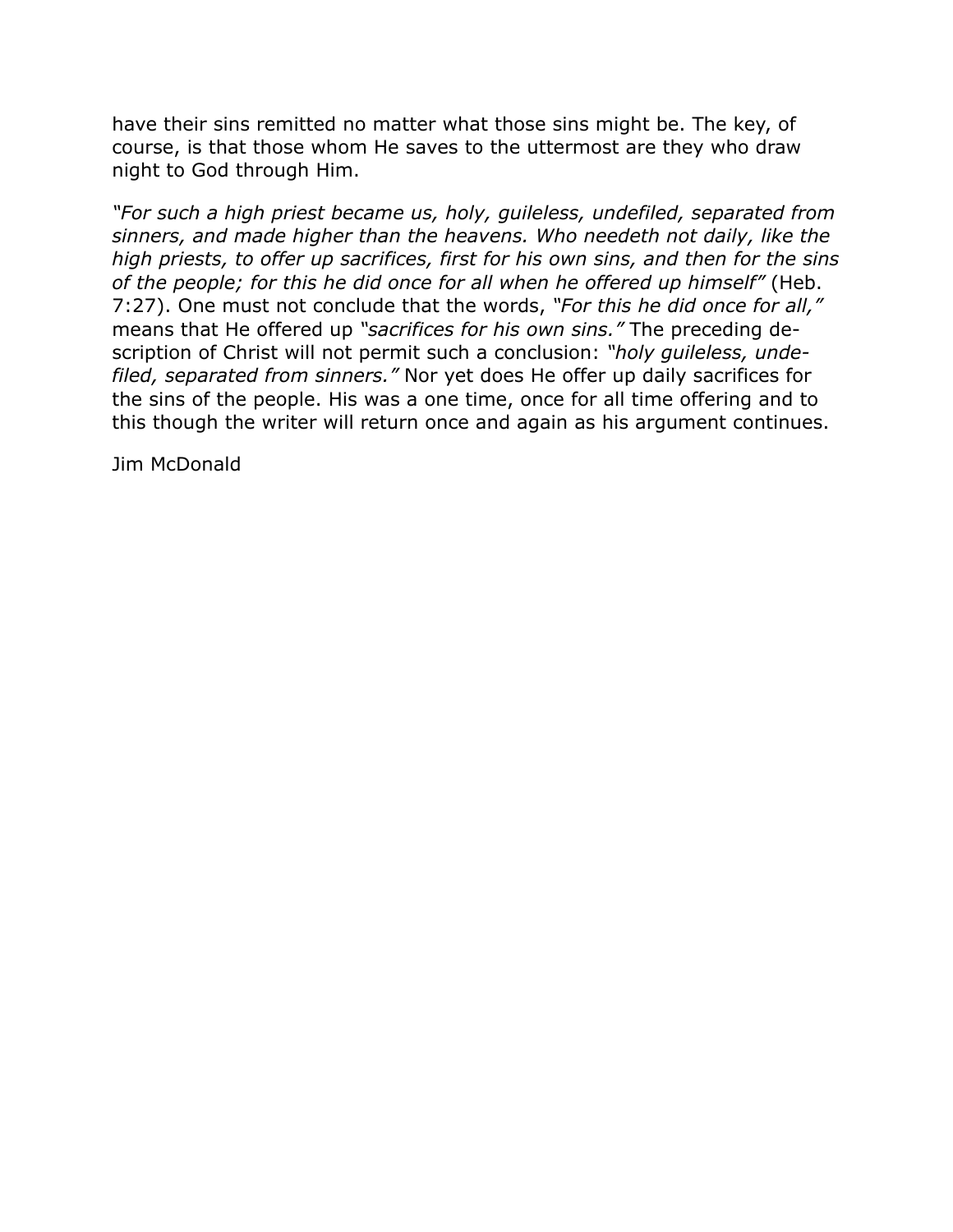have their sins remitted no matter what those sins might be. The key, of course, is that those whom He saves to the uttermost are they who draw night to God through Him.

*"For such a high priest became us, holy, guileless, undefiled, separated from sinners, and made higher than the heavens. Who needeth not daily, like the high priests, to offer up sacrifices, first for his own sins, and then for the sins of the people; for this he did once for all when he offered up himself"* (Heb. 7:27). One must not conclude that the words, *"For this he did once for all,"* means that He offered up *"sacrifices for his own sins."* The preceding description of Christ will not permit such a conclusion: *"holy guileless, undefiled, separated from sinners."* Nor yet does He offer up daily sacrifices for the sins of the people. His was a one time, once for all time offering and to this though the writer will return once and again as his argument continues.

Jim McDonald